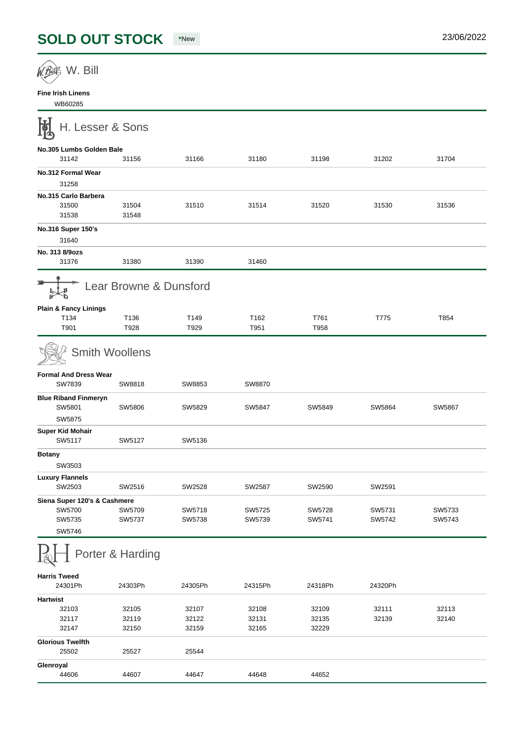# SOLD OUT STOCK

*New

23/06/2022

## W. Bill

**Fine Irish Linens**

| | | | | | | |
|---|---|---|---|---|---|---|
| WB60285 | | | | | | |

## H. Lesser & Sons

**No.305 Lumbs Golden Bale**

| | | | | | | |
|---|---|---|---|---|---|---|
| 31142 | 31156 | 31166 | 31180 | 31198 | 31202 | 31704 |

**No.312 Formal Wear**

| | | | | | | |
|---|---|---|---|---|---|---|
| 31258 | | | | | | |

**No.315 Carlo Barbera**

| | | | | | | |
|---|---|---|---|---|---|---|
| 31500 | 31504 | 31510 | 31514 | 31520 | 31530 | 31536 |
| 31538 | 31548 | | | | | |

**No.316 Super 150's**

| | | | | | | |
|---|---|---|---|---|---|---|
| 31640 | | | | | | |

**No. 313 8/9ozs**

| | | | | | | |
|---|---|---|---|---|---|---|
| 31376 | 31380 | 31390 | 31460 | | | |

## Lear Browne & Dunsford

**Plain & Fancy Linings**

| | | | | | | |
|---|---|---|---|---|---|---|
| T134 | T136 | T149 | T162 | T761 | T775 | T854 |
| T901 | T928 | T929 | T951 | T958 | | |

## Smith Woollens

**Formal And Dress Wear**

| | | | | | | |
|---|---|---|---|---|---|---|
| SW7839 | SW8818 | SW8853 | SW8870 | | | |

**Blue Riband Finmeryn**

| | | | | | | |
|---|---|---|---|---|---|---|
| SW5801 | SW5806 | SW5829 | SW5847 | SW5849 | SW5864 | SW5867 |
| SW5875 | | | | | | |

**Super Kid Mohair**

| | | | | | | |
|---|---|---|---|---|---|---|
| SW5117 | SW5127 | SW5136 | | | | |

**Botany**

| | | | | | | |
|---|---|---|---|---|---|---|
| SW3503 | | | | | | |

**Luxury Flannels**

| | | | | | | |
|---|---|---|---|---|---|---|
| SW2503 | SW2516 | SW2528 | SW2587 | SW2590 | SW2591 | |

**Siena Super 120's & Cashmere**

| | | | | | | |
|---|---|---|---|---|---|---|
| SW5700 | SW5709 | SW5718 | SW5725 | SW5728 | SW5731 | SW5733 |
| SW5735 | SW5737 | SW5738 | SW5739 | SW5741 | SW5742 | SW5743 |
| SW5746 | | | | | | |

## Porter & Harding

**Harris Tweed**

| | | | | | | |
|---|---|---|---|---|---|---|
| 24301Ph | 24303Ph | 24305Ph | 24315Ph | 24318Ph | 24320Ph | |

**Hartwist**

| | | | | | | |
|---|---|---|---|---|---|---|
| 32103 | 32105 | 32107 | 32108 | 32109 | 32111 | 32113 |
| 32117 | 32119 | 32122 | 32131 | 32135 | 32139 | 32140 |
| 32147 | 32150 | 32159 | 32165 | 32229 | | |

**Glorious Twelfth**

| | | | | | | |
|---|---|---|---|---|---|---|
| 25502 | 25527 | 25544 | | | | |

**Glenroyal**

| | | | | | | |
|---|---|---|---|---|---|---|
| 44606 | 44607 | 44647 | 44648 | 44652 | | |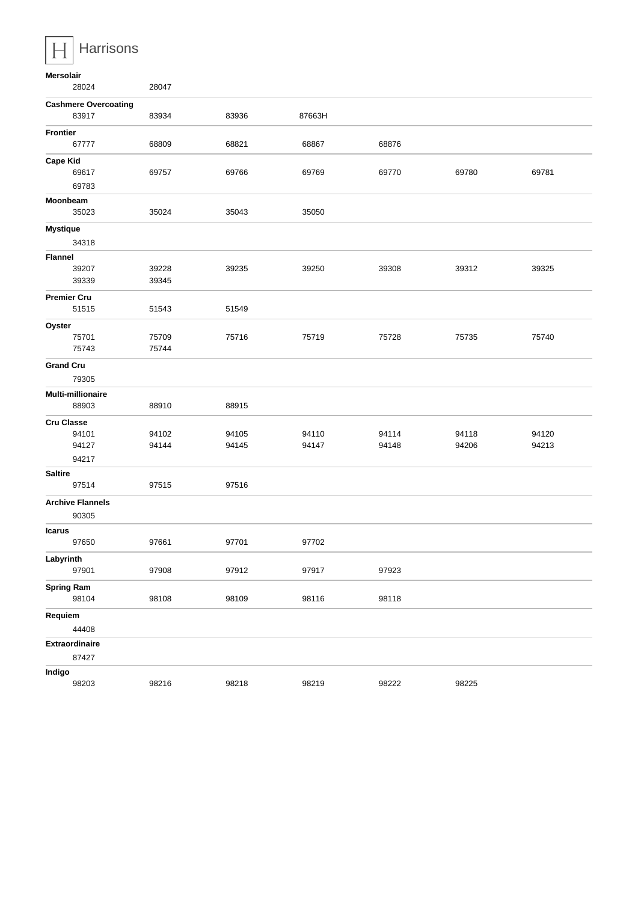Harrisons

**Mersolair**

| | | | | | | |
|---|---|---|---|---|---|---|
| 28024 | 28047 | | | | | |

**Cashmere Overcoating**

| | | | | | | |
|---|---|---|---|---|---|---|
| 83917 | 83934 | 83936 | 87663H | | | |

**Frontier**

| | | | | | | |
|---|---|---|---|---|---|---|
| 67777 | 68809 | 68821 | 68867 | 68876 | | |

**Cape Kid**

| | | | | | | |
|---|---|---|---|---|---|---|
| 69617 | 69757 | 69766 | 69769 | 69770 | 69780 | 69781 |
| 69783 | | | | | | |

**Moonbeam**

| | | | | | | |
|---|---|---|---|---|---|---|
| 35023 | 35024 | 35043 | 35050 | | | |

**Mystique**

| | | | | | | |
|---|---|---|---|---|---|---|
| 34318 | | | | | | |

**Flannel**

| | | | | | | |
|---|---|---|---|---|---|---|
| 39207 | 39228 | 39235 | 39250 | 39308 | 39312 | 39325 |
| 39339 | 39345 | | | | | |

**Premier Cru**

| | | | | | | |
|---|---|---|---|---|---|---|
| 51515 | 51543 | 51549 | | | | |

**Oyster**

| | | | | | | |
|---|---|---|---|---|---|---|
| 75701 | 75709 | 75716 | 75719 | 75728 | 75735 | 75740 |
| 75743 | 75744 | | | | | |

**Grand Cru**

| | | | | | | |
|---|---|---|---|---|---|---|
| 79305 | | | | | | |

**Multi-millionaire**

| | | | | | | |
|---|---|---|---|---|---|---|
| 88903 | 88910 | 88915 | | | | |

**Cru Classe**

| | | | | | | |
|---|---|---|---|---|---|---|
| 94101 | 94102 | 94105 | 94110 | 94114 | 94118 | 94120 |
| 94127 | 94144 | 94145 | 94147 | 94148 | 94206 | 94213 |
| 94217 | | | | | | |

**Saltire**

| | | | | | | |
|---|---|---|---|---|---|---|
| 97514 | 97515 | 97516 | | | | |

**Archive Flannels**

| | | | | | | |
|---|---|---|---|---|---|---|
| 90305 | | | | | | |

**Icarus**

| | | | | | | |
|---|---|---|---|---|---|---|
| 97650 | 97661 | 97701 | 97702 | | | |

**Labyrinth**

| | | | | | | |
|---|---|---|---|---|---|---|
| 97901 | 97908 | 97912 | 97917 | 97923 | | |

**Spring Ram**

| | | | | | | |
|---|---|---|---|---|---|---|
| 98104 | 98108 | 98109 | 98116 | 98118 | | |

**Requiem**

| | | | | | | |
|---|---|---|---|---|---|---|
| 44408 | | | | | | |

**Extraordinaire**

| | | | | | | |
|---|---|---|---|---|---|---|
| 87427 | | | | | | |

**Indigo**

| | | | | | | |
|---|---|---|---|---|---|---|
| 98203 | 98216 | 98218 | 98219 | 98222 | 98225 | |